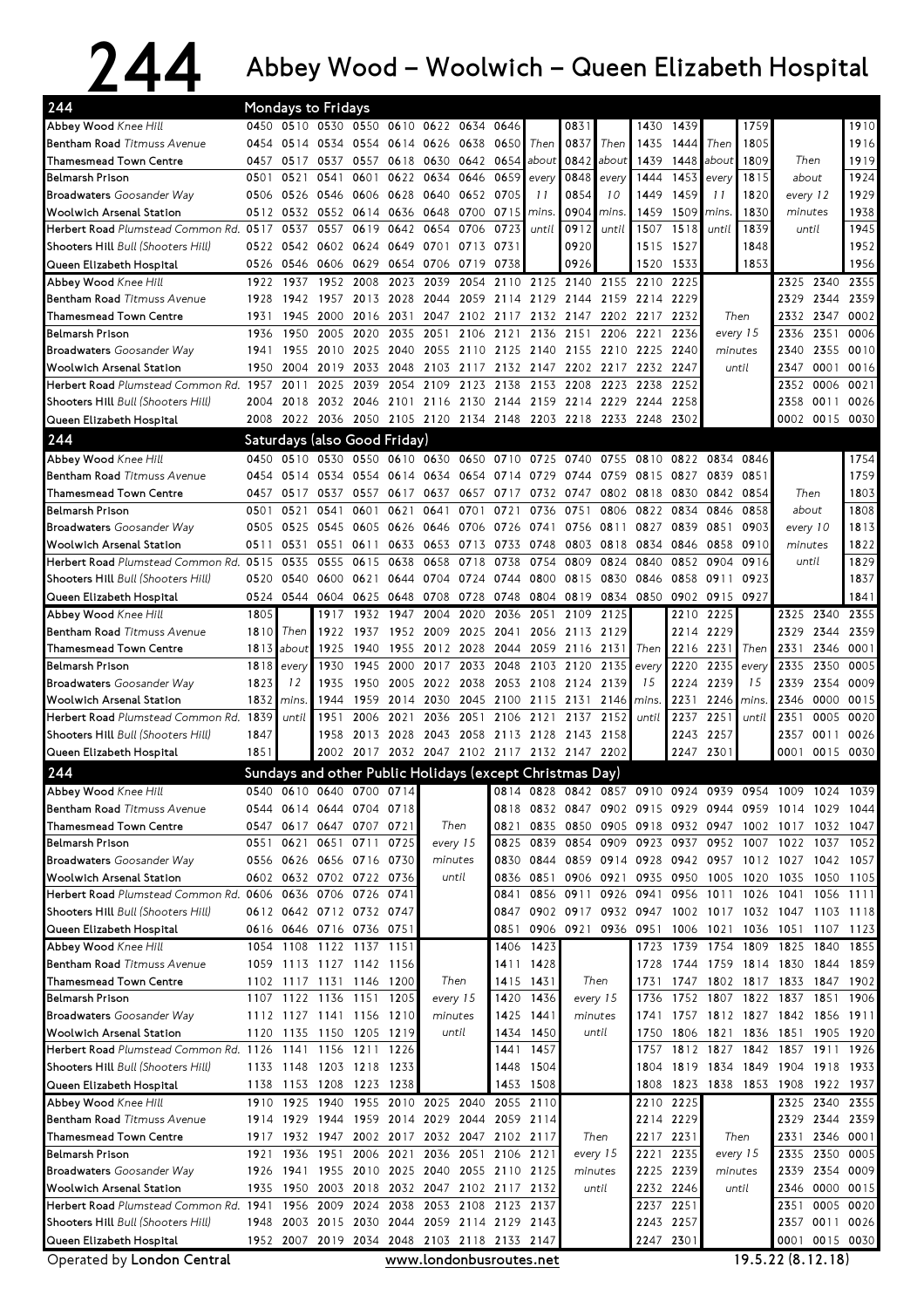# 244 Abbey Wood – Woolwich – Queen Elizabeth Hospital

## 244 Mondays to Fridays

| Stop | | | | | | | | | | | | | | | | | |
|---|---|---|---|---|---|---|---|---|---|---|---|---|---|---|---|---|---|
| **Abbey Wood** *Knee Hill* | 0450 | 0510 | 0530 | 0550 | 0610 | 0622 | 0634 | 0646 | | 0831 | | 1430 | 1439 | | 1759 | | 1910 |
| **Bentham Road** *Titmuss Avenue* | 0454 | 0514 | 0534 | 0554 | 0614 | 0626 | 0638 | 0650 | Then | 0837 | Then | 1435 | 1444 | Then | 1805 | | 1916 |
| **Thamesmead Town Centre** | 0457 | 0517 | 0537 | 0557 | 0618 | 0630 | 0642 | 0654 | about | 0842 | about | 1439 | 1448 | about | 1809 | Then | 1919 |
| **Belmarsh Prison** | 0501 | 0521 | 0541 | 0601 | 0622 | 0634 | 0646 | 0659 | every | 0848 | every | 1444 | 1453 | every | 1815 | about | 1924 |
| **Broadwaters** *Goosander Way* | 0506 | 0526 | 0546 | 0606 | 0628 | 0640 | 0652 | 0705 | 11 | 0854 | 10 | 1449 | 1459 | 11 | 1820 | every 12 | 1929 |
| **Woolwich Arsenal Station** | 0512 | 0532 | 0552 | 0614 | 0636 | 0648 | 0700 | 0715 | mins. | 0904 | mins. | 1459 | 1509 | mins. | 1830 | minutes | 1938 |
| **Herbert Road** *Plumstead Common Rd.* | 0517 | 0537 | 0557 | 0619 | 0642 | 0654 | 0706 | 0723 | until | 0912 | until | 1507 | 1518 | until | 1839 | until | 1945 |
| **Shooters Hill** *Bull (Shooters Hill)* | 0522 | 0542 | 0602 | 0624 | 0649 | 0701 | 0713 | 0731 | | 0920 | | 1515 | 1527 | | 1848 | | 1952 |
| **Queen Elizabeth Hospital** | 0526 | 0546 | 0606 | 0629 | 0654 | 0706 | 0719 | 0738 | | 0926 | | 1520 | 1533 | | 1853 | | 1956 |

| Stop | | | | | | | | | | | | | | | | | |
|---|---|---|---|---|---|---|---|---|---|---|---|---|---|---|---|---|---|
| **Abbey Wood** *Knee Hill* | 1922 | 1937 | 1952 | 2008 | 2023 | 2039 | 2054 | 2110 | 2125 | 2140 | 2155 | 2210 | 2225 | | 2325 | 2340 | 2355 |
| **Bentham Road** *Titmuss Avenue* | 1928 | 1942 | 1957 | 2013 | 2028 | 2044 | 2059 | 2114 | 2129 | 2144 | 2159 | 2214 | 2229 | | 2329 | 2344 | 2359 |
| **Thamesmead Town Centre** | 1931 | 1945 | 2000 | 2016 | 2031 | 2047 | 2102 | 2117 | 2132 | 2147 | 2202 | 2217 | 2232 | Then | 2332 | 2347 | 0002 |
| **Belmarsh Prison** | 1936 | 1950 | 2005 | 2020 | 2035 | 2051 | 2106 | 2121 | 2136 | 2151 | 2206 | 2221 | 2236 | every 15 | 2336 | 2351 | 0006 |
| **Broadwaters** *Goosander Way* | 1941 | 1955 | 2010 | 2025 | 2040 | 2055 | 2110 | 2125 | 2140 | 2155 | 2210 | 2225 | 2240 | minutes | 2340 | 2355 | 0010 |
| **Woolwich Arsenal Station** | 1950 | 2004 | 2019 | 2033 | 2048 | 2103 | 2117 | 2132 | 2147 | 2202 | 2217 | 2232 | 2247 | until | 2347 | 0001 | 0016 |
| **Herbert Road** *Plumstead Common Rd.* | 1957 | 2011 | 2025 | 2039 | 2054 | 2109 | 2123 | 2138 | 2153 | 2208 | 2223 | 2238 | 2252 | | 2352 | 0006 | 0021 |
| **Shooters Hill** *Bull (Shooters Hill)* | 2004 | 2018 | 2032 | 2046 | 2101 | 2116 | 2130 | 2144 | 2159 | 2214 | 2229 | 2244 | 2258 | | 2358 | 0011 | 0026 |
| **Queen Elizabeth Hospital** | 2008 | 2022 | 2036 | 2050 | 2105 | 2120 | 2134 | 2148 | 2203 | 2218 | 2233 | 2248 | 2302 | | 0002 | 0015 | 0030 |

## 244 Saturdays (also Good Friday)

| Stop | | | | | | | | | | | | | | | | | |
|---|---|---|---|---|---|---|---|---|---|---|---|---|---|---|---|---|---|
| **Abbey Wood** *Knee Hill* | 0450 | 0510 | 0530 | 0550 | 0610 | 0630 | 0650 | 0710 | 0725 | 0740 | 0755 | 0810 | 0822 | 0834 | 0846 | | 1754 |
| **Bentham Road** *Titmuss Avenue* | 0454 | 0514 | 0534 | 0554 | 0614 | 0634 | 0654 | 0714 | 0729 | 0744 | 0759 | 0815 | 0827 | 0839 | 0851 | | 1759 |
| **Thamesmead Town Centre** | 0457 | 0517 | 0537 | 0557 | 0617 | 0637 | 0657 | 0717 | 0732 | 0747 | 0802 | 0818 | 0830 | 0842 | 0854 | Then | 1803 |
| **Belmarsh Prison** | 0501 | 0521 | 0541 | 0601 | 0621 | 0641 | 0701 | 0721 | 0736 | 0751 | 0806 | 0822 | 0834 | 0846 | 0858 | about | 1808 |
| **Broadwaters** *Goosander Way* | 0505 | 0525 | 0545 | 0605 | 0626 | 0646 | 0706 | 0726 | 0741 | 0756 | 0811 | 0827 | 0839 | 0851 | 0903 | every 10 | 1813 |
| **Woolwich Arsenal Station** | 0511 | 0531 | 0551 | 0611 | 0633 | 0653 | 0713 | 0733 | 0748 | 0803 | 0818 | 0834 | 0846 | 0858 | 0910 | minutes | 1822 |
| **Herbert Road** *Plumstead Common Rd.* | 0515 | 0535 | 0555 | 0615 | 0638 | 0658 | 0718 | 0738 | 0754 | 0809 | 0824 | 0840 | 0852 | 0904 | 0916 | until | 1829 |
| **Shooters Hill** *Bull (Shooters Hill)* | 0520 | 0540 | 0600 | 0621 | 0644 | 0704 | 0724 | 0744 | 0800 | 0815 | 0830 | 0846 | 0858 | 0911 | 0923 | | 1837 |
| **Queen Elizabeth Hospital** | 0524 | 0544 | 0604 | 0625 | 0648 | 0708 | 0728 | 0748 | 0804 | 0819 | 0834 | 0850 | 0902 | 0915 | 0927 | | 1841 |

| Stop | | | | | | | | | | | | | | | | | | |
|---|---|---|---|---|---|---|---|---|---|---|---|---|---|---|---|---|---|---|
| **Abbey Wood** *Knee Hill* | 1805 | | 1917 | 1932 | 1947 | 2004 | 2020 | 2036 | 2051 | 2109 | 2125 | | 2210 | 2225 | | 2325 | 2340 | 2355 |
| **Bentham Road** *Titmuss Avenue* | 1810 | Then | 1922 | 1937 | 1952 | 2009 | 2025 | 2041 | 2056 | 2113 | 2129 | | 2214 | 2229 | | 2329 | 2344 | 2359 |
| **Thamesmead Town Centre** | 1813 | about | 1925 | 1940 | 1955 | 2012 | 2028 | 2044 | 2059 | 2116 | 2131 | Then | 2216 | 2231 | Then | 2331 | 2346 | 0001 |
| **Belmarsh Prison** | 1818 | every | 1930 | 1945 | 2000 | 2017 | 2033 | 2048 | 2103 | 2120 | 2135 | every | 2220 | 2235 | every | 2335 | 2350 | 0005 |
| **Broadwaters** *Goosander Way* | 1823 | 12 | 1935 | 1950 | 2005 | 2022 | 2038 | 2053 | 2108 | 2124 | 2139 | 15 | 2224 | 2239 | 15 | 2339 | 2354 | 0009 |
| **Woolwich Arsenal Station** | 1832 | mins. | 1944 | 1959 | 2014 | 2030 | 2045 | 2100 | 2115 | 2131 | 2146 | mins. | 2231 | 2246 | mins. | 2346 | 0000 | 0015 |
| **Herbert Road** *Plumstead Common Rd.* | 1839 | until | 1951 | 2006 | 2021 | 2036 | 2051 | 2106 | 2121 | 2137 | 2152 | until | 2237 | 2251 | until | 2351 | 0005 | 0020 |
| **Shooters Hill** *Bull (Shooters Hill)* | 1847 | | 1958 | 2013 | 2028 | 2043 | 2058 | 2113 | 2128 | 2143 | 2158 | | 2243 | 2257 | | 2357 | 0011 | 0026 |
| **Queen Elizabeth Hospital** | 1851 | | 2002 | 2017 | 2032 | 2047 | 2102 | 2117 | 2132 | 2147 | 2202 | | 2247 | 2301 | | 0001 | 0015 | 0030 |

## 244 Sundays and other Public Holidays (except Christmas Day)

| Stop | | | | | | | | | | | | | | | | | |
|---|---|---|---|---|---|---|---|---|---|---|---|---|---|---|---|---|---|
| **Abbey Wood** *Knee Hill* | 0540 | 0610 | 0640 | 0700 | 0714 | | 0814 | 0828 | 0842 | 0857 | 0910 | 0924 | 0939 | 0954 | 1009 | 1024 | 1039 |
| **Bentham Road** *Titmuss Avenue* | 0544 | 0614 | 0644 | 0704 | 0718 | | 0818 | 0832 | 0847 | 0902 | 0915 | 0929 | 0944 | 0959 | 1014 | 1029 | 1044 |
| **Thamesmead Town Centre** | 0547 | 0617 | 0647 | 0707 | 0721 | Then | 0821 | 0835 | 0850 | 0905 | 0918 | 0932 | 0947 | 1002 | 1017 | 1032 | 1047 |
| **Belmarsh Prison** | 0551 | 0621 | 0651 | 0711 | 0725 | every 15 | 0825 | 0839 | 0854 | 0909 | 0923 | 0937 | 0952 | 1007 | 1022 | 1037 | 1052 |
| **Broadwaters** *Goosander Way* | 0556 | 0626 | 0656 | 0716 | 0730 | minutes | 0830 | 0844 | 0859 | 0914 | 0928 | 0942 | 0957 | 1012 | 1027 | 1042 | 1057 |
| **Woolwich Arsenal Station** | 0602 | 0632 | 0702 | 0722 | 0736 | until | 0836 | 0851 | 0906 | 0921 | 0935 | 0950 | 1005 | 1020 | 1035 | 1050 | 1105 |
| **Herbert Road** *Plumstead Common Rd.* | 0606 | 0636 | 0706 | 0726 | 0741 | | 0841 | 0856 | 0911 | 0926 | 0941 | 0956 | 1011 | 1026 | 1041 | 1056 | 1111 |
| **Shooters Hill** *Bull (Shooters Hill)* | 0612 | 0642 | 0712 | 0732 | 0747 | | 0847 | 0902 | 0917 | 0932 | 0947 | 1002 | 1017 | 1032 | 1047 | 1103 | 1118 |
| **Queen Elizabeth Hospital** | 0616 | 0646 | 0716 | 0736 | 0751 | | 0851 | 0906 | 0921 | 0936 | 0951 | 1006 | 1021 | 1036 | 1051 | 1107 | 1123 |

| Stop | | | | | | | | | | | | | | | | |
|---|---|---|---|---|---|---|---|---|---|---|---|---|---|---|---|---|
| **Abbey Wood** *Knee Hill* | 1054 | 1108 | 1122 | 1137 | 1151 | | 1406 | 1423 | | 1723 | 1739 | 1754 | 1809 | 1825 | 1840 | 1855 |
| **Bentham Road** *Titmuss Avenue* | 1059 | 1113 | 1127 | 1142 | 1156 | | 1411 | 1428 | | 1728 | 1744 | 1759 | 1814 | 1830 | 1844 | 1859 |
| **Thamesmead Town Centre** | 1102 | 1117 | 1131 | 1146 | 1200 | Then | 1415 | 1431 | Then | 1731 | 1747 | 1802 | 1817 | 1833 | 1847 | 1902 |
| **Belmarsh Prison** | 1107 | 1122 | 1136 | 1151 | 1205 | every 15 | 1420 | 1436 | every 15 | 1736 | 1752 | 1807 | 1822 | 1837 | 1851 | 1906 |
| **Broadwaters** *Goosander Way* | 1112 | 1127 | 1141 | 1156 | 1210 | minutes | 1425 | 1441 | minutes | 1741 | 1757 | 1812 | 1827 | 1842 | 1856 | 1911 |
| **Woolwich Arsenal Station** | 1120 | 1135 | 1150 | 1205 | 1219 | until | 1434 | 1450 | until | 1750 | 1806 | 1821 | 1836 | 1851 | 1905 | 1920 |
| **Herbert Road** *Plumstead Common Rd.* | 1126 | 1141 | 1156 | 1211 | 1226 | | 1441 | 1457 | | 1757 | 1812 | 1827 | 1842 | 1857 | 1911 | 1926 |
| **Shooters Hill** *Bull (Shooters Hill)* | 1133 | 1148 | 1203 | 1218 | 1233 | | 1448 | 1504 | | 1804 | 1819 | 1834 | 1849 | 1904 | 1918 | 1933 |
| **Queen Elizabeth Hospital** | 1138 | 1153 | 1208 | 1223 | 1238 | | 1453 | 1508 | | 1808 | 1823 | 1838 | 1853 | 1908 | 1922 | 1937 |

| Stop | | | | | | | | | | | | | | | | | |
|---|---|---|---|---|---|---|---|---|---|---|---|---|---|---|---|---|---|
| **Abbey Wood** *Knee Hill* | 1910 | 1925 | 1940 | 1955 | 2010 | 2025 | 2040 | 2055 | 2110 | | 2210 | 2225 | | 2325 | 2340 | 2355 |
| **Bentham Road** *Titmuss Avenue* | 1914 | 1929 | 1944 | 1959 | 2014 | 2029 | 2044 | 2059 | 2114 | | 2214 | 2229 | | 2329 | 2344 | 2359 |
| **Thamesmead Town Centre** | 1917 | 1932 | 1947 | 2002 | 2017 | 2032 | 2047 | 2102 | 2117 | Then | 2217 | 2231 | Then | 2331 | 2346 | 0001 |
| **Belmarsh Prison** | 1921 | 1936 | 1951 | 2006 | 2021 | 2036 | 2051 | 2106 | 2121 | every 15 | 2221 | 2235 | every 15 | 2335 | 2350 | 0005 |
| **Broadwaters** *Goosander Way* | 1926 | 1941 | 1955 | 2010 | 2025 | 2040 | 2055 | 2110 | 2125 | minutes | 2225 | 2239 | minutes | 2339 | 2354 | 0009 |
| **Woolwich Arsenal Station** | 1935 | 1950 | 2003 | 2018 | 2032 | 2047 | 2102 | 2117 | 2132 | until | 2232 | 2246 | until | 2346 | 0000 | 0015 |
| **Herbert Road** *Plumstead Common Rd.* | 1941 | 1956 | 2009 | 2024 | 2038 | 2053 | 2108 | 2123 | 2137 | | 2237 | 2251 | | 2351 | 0005 | 0020 |
| **Shooters Hill** *Bull (Shooters Hill)* | 1948 | 2003 | 2015 | 2030 | 2044 | 2059 | 2114 | 2129 | 2143 | | 2243 | 2257 | | 2357 | 0011 | 0026 |
| **Queen Elizabeth Hospital** | 1952 | 2007 | 2019 | 2034 | 2048 | 2103 | 2118 | 2133 | 2147 | | 2247 | 2301 | | 0001 | 0015 | 0030 |

Operated by **London Central** www.londonbusroutes.net 19.5.22 (8.12.18)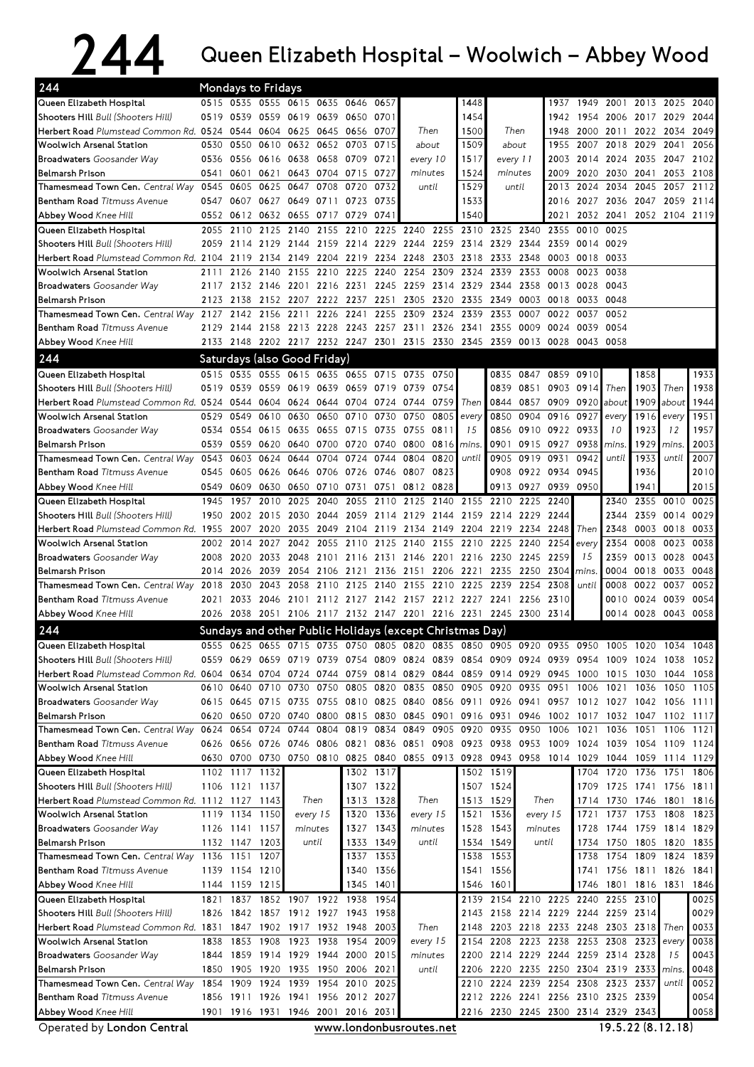# 244 Queen Elizabeth Hospital – Woolwich – Abbey Wood

## 244 Mondays to Fridays

| | | | | | | | | | | | | | | | | |
|---|---|---|---|---|---|---|---|---|---|---|---|---|---|---|---|---|
| **Queen Elizabeth Hospital** | 0515 | 0535 | 0555 | 0615 | 0635 | 0646 | 0657 | | 1448 | | 1937 | 1949 | 2001 | 2013 | 2025 | 2040 |
| **Shooters Hill** *Bull (Shooters Hill)* | 0519 | 0539 | 0559 | 0619 | 0639 | 0650 | 0701 | | 1454 | | 1942 | 1954 | 2006 | 2017 | 2029 | 2044 |
| **Herbert Road** *Plumstead Common Rd.* | 0524 | 0544 | 0604 | 0625 | 0645 | 0656 | 0707 | Then | 1500 | Then | 1948 | 2000 | 2011 | 2022 | 2034 | 2049 |
| **Woolwich Arsenal Station** | 0530 | 0550 | 0610 | 0632 | 0652 | 0703 | 0715 | about | 1509 | about | 1955 | 2007 | 2018 | 2029 | 2041 | 2056 |
| **Broadwaters** *Goosander Way* | 0536 | 0556 | 0616 | 0638 | 0658 | 0709 | 0721 | every 10 | 1517 | every 11 | 2003 | 2014 | 2024 | 2035 | 2047 | 2102 |
| **Belmarsh Prison** | 0541 | 0601 | 0621 | 0643 | 0704 | 0715 | 0727 | minutes | 1524 | minutes | 2009 | 2020 | 2030 | 2041 | 2053 | 2108 |
| **Thamesmead Town Cen.** *Central Way* | 0545 | 0605 | 0625 | 0647 | 0708 | 0720 | 0732 | until | 1529 | until | 2013 | 2024 | 2034 | 2045 | 2057 | 2112 |
| **Bentham Road** *Titmuss Avenue* | 0547 | 0607 | 0627 | 0649 | 0711 | 0723 | 0735 | | 1533 | | 2016 | 2027 | 2036 | 2047 | 2059 | 2114 |
| **Abbey Wood** *Knee Hill* | 0552 | 0612 | 0632 | 0655 | 0717 | 0729 | 0741 | | 1540 | | 2021 | 2032 | 2041 | 2052 | 2104 | 2119 |

| | | | | | | | | | | | | | | | |
|---|---|---|---|---|---|---|---|---|---|---|---|---|---|---|---|
| **Queen Elizabeth Hospital** | 2055 | 2110 | 2125 | 2140 | 2155 | 2210 | 2225 | 2240 | 2255 | 2310 | 2325 | 2340 | 2355 | 0010 | 0025 |
| **Shooters Hill** *Bull (Shooters Hill)* | 2059 | 2114 | 2129 | 2144 | 2159 | 2214 | 2229 | 2244 | 2259 | 2314 | 2329 | 2344 | 2359 | 0014 | 0029 |
| **Herbert Road** *Plumstead Common Rd.* | 2104 | 2119 | 2134 | 2149 | 2204 | 2219 | 2234 | 2248 | 2303 | 2318 | 2333 | 2348 | 0003 | 0018 | 0033 |
| **Woolwich Arsenal Station** | 2111 | 2126 | 2140 | 2155 | 2210 | 2225 | 2240 | 2254 | 2309 | 2324 | 2339 | 2353 | 0008 | 0023 | 0038 |
| **Broadwaters** *Goosander Way* | 2117 | 2132 | 2146 | 2201 | 2216 | 2231 | 2245 | 2259 | 2314 | 2329 | 2344 | 2358 | 0013 | 0028 | 0043 |
| **Belmarsh Prison** | 2123 | 2138 | 2152 | 2207 | 2222 | 2237 | 2251 | 2305 | 2320 | 2335 | 2349 | 0003 | 0018 | 0033 | 0048 |
| **Thamesmead Town Cen.** *Central Way* | 2127 | 2142 | 2156 | 2211 | 2226 | 2241 | 2255 | 2309 | 2324 | 2339 | 2353 | 0007 | 0022 | 0037 | 0052 |
| **Bentham Road** *Titmuss Avenue* | 2129 | 2144 | 2158 | 2213 | 2228 | 2243 | 2257 | 2311 | 2326 | 2341 | 2355 | 0009 | 0024 | 0039 | 0054 |
| **Abbey Wood** *Knee Hill* | 2133 | 2148 | 2202 | 2217 | 2232 | 2247 | 2301 | 2315 | 2330 | 2345 | 2359 | 0013 | 0028 | 0043 | 0058 |

## 244 Saturdays (also Good Friday)

| | | | | | | | | | | | | | | | | | | | |
|---|---|---|---|---|---|---|---|---|---|---|---|---|---|---|---|---|---|---|---|
| **Queen Elizabeth Hospital** | 0515 | 0535 | 0555 | 0615 | 0635 | 0655 | 0715 | 0735 | 0750 | | 0835 | 0847 | 0859 | 0910 | | 1858 | | 1933 |
| **Shooters Hill** *Bull (Shooters Hill)* | 0519 | 0539 | 0559 | 0619 | 0639 | 0659 | 0719 | 0739 | 0754 | | 0839 | 0851 | 0903 | 0914 | Then | 1903 | Then | 1938 |
| **Herbert Road** *Plumstead Common Rd.* | 0524 | 0544 | 0604 | 0624 | 0644 | 0704 | 0724 | 0744 | 0759 | Then | 0844 | 0857 | 0909 | 0920 | about | 1909 | about | 1944 |
| **Woolwich Arsenal Station** | 0529 | 0549 | 0610 | 0630 | 0650 | 0710 | 0730 | 0750 | 0805 | every | 0850 | 0904 | 0916 | 0927 | every | 1916 | every | 1951 |
| **Broadwaters** *Goosander Way* | 0534 | 0554 | 0615 | 0635 | 0655 | 0715 | 0735 | 0755 | 0811 | 15 | 0856 | 0910 | 0922 | 0933 | 10 | 1923 | 12 | 1957 |
| **Belmarsh Prison** | 0539 | 0559 | 0620 | 0640 | 0700 | 0720 | 0740 | 0800 | 0816 | mins. | 0901 | 0915 | 0927 | 0938 | mins. | 1929 | mins. | 2003 |
| **Thamesmead Town Cen.** *Central Way* | 0543 | 0603 | 0624 | 0644 | 0704 | 0724 | 0744 | 0804 | 0820 | until | 0905 | 0919 | 0931 | 0942 | until | 1933 | until | 2007 |
| **Bentham Road** *Titmuss Avenue* | 0545 | 0605 | 0626 | 0646 | 0706 | 0726 | 0746 | 0807 | 0823 | | 0908 | 0922 | 0934 | 0945 | | 1936 | | 2010 |
| **Abbey Wood** *Knee Hill* | 0549 | 0609 | 0630 | 0650 | 0710 | 0731 | 0751 | 0812 | 0828 | | 0913 | 0927 | 0939 | 0950 | | 1941 | | 2015 |

| | | | | | | | | | | | | | | | | | |
|---|---|---|---|---|---|---|---|---|---|---|---|---|---|---|---|---|---|
| **Queen Elizabeth Hospital** | 1945 | 1957 | 2010 | 2025 | 2040 | 2055 | 2110 | 2125 | 2140 | 2155 | 2210 | 2225 | 2240 | | 2340 | 2355 | 0010 | 0025 |
| **Shooters Hill** *Bull (Shooters Hill)* | 1950 | 2002 | 2015 | 2030 | 2044 | 2059 | 2114 | 2129 | 2144 | 2159 | 2214 | 2229 | 2244 | | 2344 | 2359 | 0014 | 0029 |
| **Herbert Road** *Plumstead Common Rd.* | 1955 | 2007 | 2020 | 2035 | 2049 | 2104 | 2119 | 2134 | 2149 | 2204 | 2219 | 2234 | 2248 | Then | 2348 | 0003 | 0018 | 0033 |
| **Woolwich Arsenal Station** | 2002 | 2014 | 2027 | 2042 | 2055 | 2110 | 2125 | 2140 | 2155 | 2210 | 2225 | 2240 | 2254 | every | 2354 | 0008 | 0023 | 0038 |
| **Broadwaters** *Goosander Way* | 2008 | 2020 | 2033 | 2048 | 2101 | 2116 | 2131 | 2146 | 2201 | 2216 | 2230 | 2245 | 2259 | 15 | 2359 | 0013 | 0028 | 0043 |
| **Belmarsh Prison** | 2014 | 2026 | 2039 | 2054 | 2106 | 2121 | 2136 | 2151 | 2206 | 2221 | 2235 | 2250 | 2304 | mins. | 0004 | 0018 | 0033 | 0048 |
| **Thamesmead Town Cen.** *Central Way* | 2018 | 2030 | 2043 | 2058 | 2110 | 2125 | 2140 | 2155 | 2210 | 2225 | 2239 | 2254 | 2308 | until | 0008 | 0022 | 0037 | 0052 |
| **Bentham Road** *Titmuss Avenue* | 2021 | 2033 | 2046 | 2101 | 2112 | 2127 | 2142 | 2157 | 2212 | 2227 | 2241 | 2256 | 2310 | | 0010 | 0024 | 0039 | 0054 |
| **Abbey Wood** *Knee Hill* | 2026 | 2038 | 2051 | 2106 | 2117 | 2132 | 2147 | 2201 | 2216 | 2231 | 2245 | 2300 | 2314 | | 0014 | 0028 | 0043 | 0058 |

## 244 Sundays and other Public Holidays (except Christmas Day)

| | | | | | | | | | | | | | | | | | | |
|---|---|---|---|---|---|---|---|---|---|---|---|---|---|---|---|---|---|---|
| **Queen Elizabeth Hospital** | 0555 | 0625 | 0655 | 0715 | 0735 | 0750 | 0805 | 0820 | 0835 | 0850 | 0905 | 0920 | 0935 | 0950 | 1005 | 1020 | 1034 | 1048 |
| **Shooters Hill** *Bull (Shooters Hill)* | 0559 | 0629 | 0659 | 0719 | 0739 | 0754 | 0809 | 0824 | 0839 | 0854 | 0909 | 0924 | 0939 | 0954 | 1009 | 1024 | 1038 | 1052 |
| **Herbert Road** *Plumstead Common Rd.* | 0604 | 0634 | 0704 | 0724 | 0744 | 0759 | 0814 | 0829 | 0844 | 0859 | 0914 | 0929 | 0945 | 1000 | 1015 | 1030 | 1044 | 1058 |
| **Woolwich Arsenal Station** | 0610 | 0640 | 0710 | 0730 | 0750 | 0805 | 0820 | 0835 | 0850 | 0905 | 0920 | 0935 | 0951 | 1006 | 1021 | 1036 | 1050 | 1105 |
| **Broadwaters** *Goosander Way* | 0615 | 0645 | 0715 | 0735 | 0755 | 0810 | 0825 | 0840 | 0856 | 0911 | 0926 | 0941 | 0957 | 1012 | 1027 | 1042 | 1056 | 1111 |
| **Belmarsh Prison** | 0620 | 0650 | 0720 | 0740 | 0800 | 0815 | 0830 | 0845 | 0901 | 0916 | 0931 | 0946 | 1002 | 1017 | 1032 | 1047 | 1102 | 1117 |
| **Thamesmead Town Cen.** *Central Way* | 0624 | 0654 | 0724 | 0744 | 0804 | 0819 | 0834 | 0849 | 0905 | 0920 | 0935 | 0950 | 1006 | 1021 | 1036 | 1051 | 1106 | 1121 |
| **Bentham Road** *Titmuss Avenue* | 0626 | 0656 | 0726 | 0746 | 0806 | 0821 | 0836 | 0851 | 0908 | 0923 | 0938 | 0953 | 1009 | 1024 | 1039 | 1054 | 1109 | 1124 |
| **Abbey Wood** *Knee Hill* | 0630 | 0700 | 0730 | 0750 | 0810 | 0825 | 0840 | 0855 | 0913 | 0928 | 0943 | 0958 | 1014 | 1029 | 1044 | 1059 | 1114 | 1129 |

| | | | | | | | | | | | | | | | |
|---|---|---|---|---|---|---|---|---|---|---|---|---|---|---|---|
| **Queen Elizabeth Hospital** | 1102 | 1117 | 1132 | | 1302 | 1317 | | 1502 | 1519 | | 1704 | 1720 | 1736 | 1751 | 1806 |
| **Shooters Hill** *Bull (Shooters Hill)* | 1106 | 1121 | 1137 | | 1307 | 1322 | | 1507 | 1524 | | 1709 | 1725 | 1741 | 1756 | 1811 |
| **Herbert Road** *Plumstead Common Rd.* | 1112 | 1127 | 1143 | Then | 1313 | 1328 | Then | 1513 | 1529 | Then | 1714 | 1730 | 1746 | 1801 | 1816 |
| **Woolwich Arsenal Station** | 1119 | 1134 | 1150 | every 15 | 1320 | 1336 | every 15 | 1521 | 1536 | every 15 | 1721 | 1737 | 1753 | 1808 | 1823 |
| **Broadwaters** *Goosander Way* | 1126 | 1141 | 1157 | minutes | 1327 | 1343 | minutes | 1528 | 1543 | minutes | 1728 | 1744 | 1759 | 1814 | 1829 |
| **Belmarsh Prison** | 1132 | 1147 | 1203 | until | 1333 | 1349 | until | 1534 | 1549 | until | 1734 | 1750 | 1805 | 1820 | 1835 |
| **Thamesmead Town Cen.** *Central Way* | 1136 | 1151 | 1207 | | 1337 | 1353 | | 1538 | 1553 | | 1738 | 1754 | 1809 | 1824 | 1839 |
| **Bentham Road** *Titmuss Avenue* | 1139 | 1154 | 1210 | | 1340 | 1356 | | 1541 | 1556 | | 1741 | 1756 | 1811 | 1826 | 1841 |
| **Abbey Wood** *Knee Hill* | 1144 | 1159 | 1215 | | 1345 | 1401 | | 1546 | 1601 | | 1746 | 1801 | 1816 | 1831 | 1846 |

| | | | | | | | | | | | | | | | | |
|---|---|---|---|---|---|---|---|---|---|---|---|---|---|---|---|---|
| **Queen Elizabeth Hospital** | 1821 | 1837 | 1852 | 1907 | 1922 | 1938 | 1954 | | 2139 | 2154 | 2210 | 2225 | 2240 | 2255 | 2310 | | 0025 |
| **Shooters Hill** *Bull (Shooters Hill)* | 1826 | 1842 | 1857 | 1912 | 1927 | 1943 | 1958 | | 2143 | 2158 | 2214 | 2229 | 2244 | 2259 | 2314 | | 0029 |
| **Herbert Road** *Plumstead Common Rd.* | 1831 | 1847 | 1902 | 1917 | 1932 | 1948 | 2003 | Then | 2148 | 2203 | 2218 | 2233 | 2248 | 2303 | 2318 | Then | 0033 |
| **Woolwich Arsenal Station** | 1838 | 1853 | 1908 | 1923 | 1938 | 1954 | 2009 | every 15 | 2154 | 2208 | 2223 | 2238 | 2253 | 2308 | 2323 | every | 0038 |
| **Broadwaters** *Goosander Way* | 1844 | 1859 | 1914 | 1929 | 1944 | 2000 | 2015 | minutes | 2200 | 2214 | 2229 | 2244 | 2259 | 2314 | 2328 | 15 | 0043 |
| **Belmarsh Prison** | 1850 | 1905 | 1920 | 1935 | 1950 | 2006 | 2021 | until | 2206 | 2220 | 2235 | 2250 | 2304 | 2319 | 2333 | mins. | 0048 |
| **Thamesmead Town Cen.** *Central Way* | 1854 | 1909 | 1924 | 1939 | 1954 | 2010 | 2025 | | 2210 | 2224 | 2239 | 2254 | 2308 | 2323 | 2337 | until | 0052 |
| **Bentham Road** *Titmuss Avenue* | 1856 | 1911 | 1926 | 1941 | 1956 | 2012 | 2027 | | 2212 | 2226 | 2241 | 2256 | 2310 | 2325 | 2339 | | 0054 |
| **Abbey Wood** *Knee Hill* | 1901 | 1916 | 1931 | 1946 | 2001 | 2016 | 2031 | | 2216 | 2230 | 2245 | 2300 | 2314 | 2329 | 2343 | | 0058 |

Operated by **London Central** www.londonbusroutes.net 19.5.22 (8.12.18)